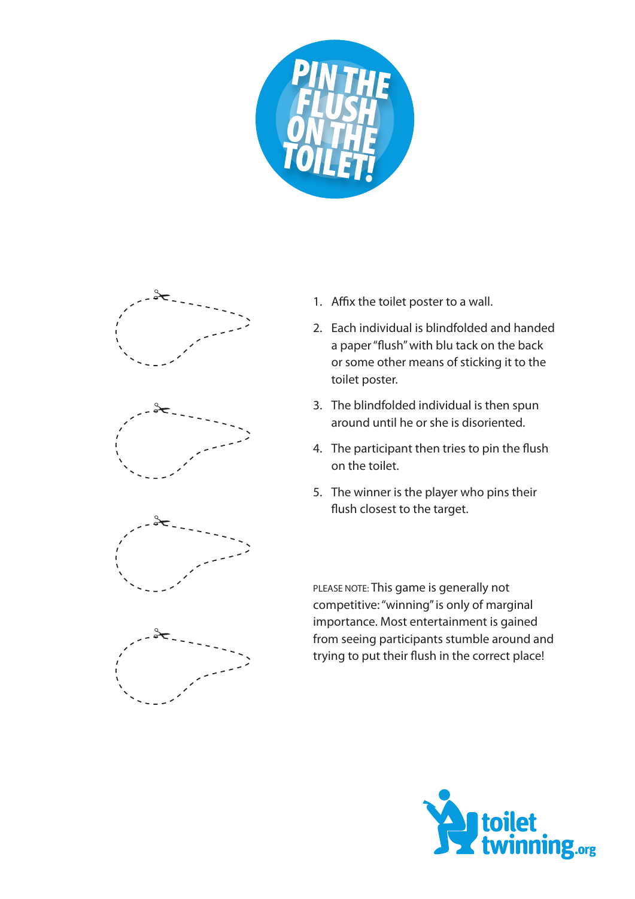# PIN THE FLUSH ON THE TOILET!

1. Affix the toilet poster to a wall.
2. Each individual is blindfolded and handed a paper "flush" with blu tack on the back or some other means of sticking it to the toilet poster.
3. The blindfolded individual is then spun around until he or she is disoriented.
4. The participant then tries to pin the flush on the toilet.
5. The winner is the player who pins their flush closest to the target.

PLEASE NOTE: This game is generally not competitive: "winning" is only of marginal importance. Most entertainment is gained from seeing participants stumble around and trying to put their flush in the correct place!

toilet twinning.org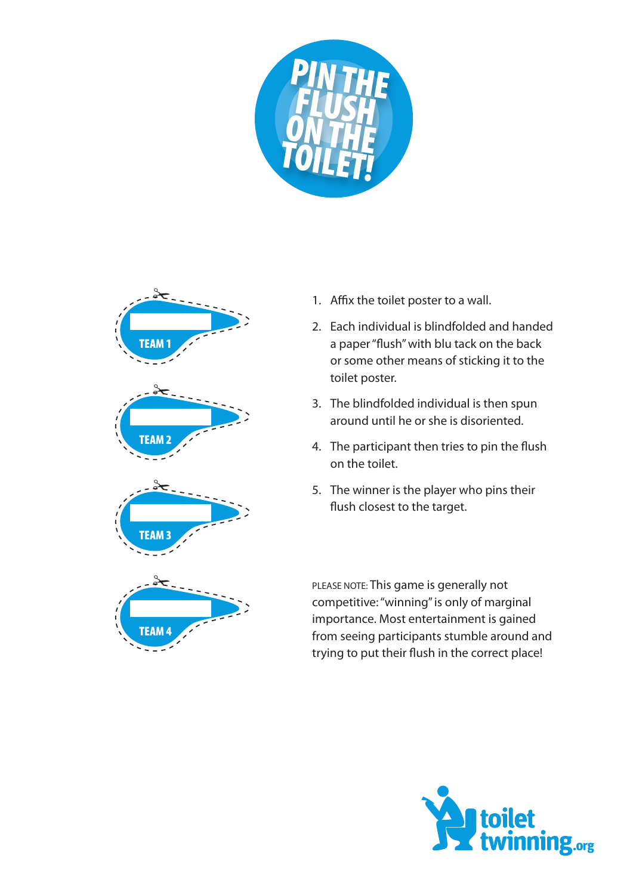# PIN THE FLUSH ON THE TOILET!

TEAM 1

TEAM 2

TEAM 3

TEAM 4

1. Affix the toilet poster to a wall.
2. Each individual is blindfolded and handed a paper "flush" with blu tack on the back or some other means of sticking it to the toilet poster.
3. The blindfolded individual is then spun around until he or she is disoriented.
4. The participant then tries to pin the flush on the toilet.
5. The winner is the player who pins their flush closest to the target.

PLEASE NOTE: This game is generally not competitive: "winning" is only of marginal importance. Most entertainment is gained from seeing participants stumble around and trying to put their flush in the correct place!

toilet twinning.org